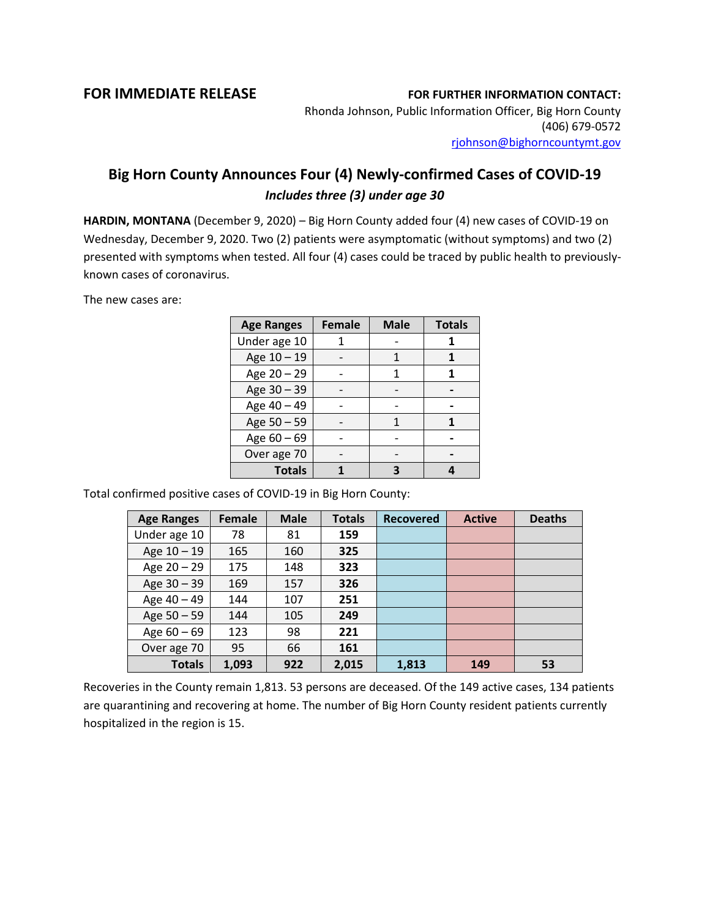**FOR IMMEDIATE RELEASE**

**FOR FURTHER INFORMATION CONTACT:**
Rhonda Johnson, Public Information Officer, Big Horn County
(406) 679-0572
rjohnson@bighorncountymt.gov

## Big Horn County Announces Four (4) Newly-confirmed Cases of COVID-19

***Includes three (3) under age 30***

**HARDIN, MONTANA** (December 9, 2020) – Big Horn County added four (4) new cases of COVID-19 on Wednesday, December 9, 2020. Two (2) patients were asymptomatic (without symptoms) and two (2) presented with symptoms when tested. All four (4) cases could be traced by public health to previously-known cases of coronavirus.

The new cases are:

| Age Ranges | Female | Male | Totals |
|---|---|---|---|
| Under age 10 | 1 | - | **1** |
| Age 10 – 19 | - | 1 | **1** |
| Age 20 – 29 | - | 1 | **1** |
| Age 30 – 39 | - | - | **-** |
| Age 40 – 49 | - | - | **-** |
| Age 50 – 59 | - | 1 | **1** |
| Age 60 – 69 | - | - | **-** |
| Over age 70 | - | - | **-** |
| **Totals** | **1** | **3** | **4** |

Total confirmed positive cases of COVID-19 in Big Horn County:

| Age Ranges | Female | Male | Totals | Recovered | Active | Deaths |
|---|---|---|---|---|---|---|
| Under age 10 | 78 | 81 | **159** | | | |
| Age 10 – 19 | 165 | 160 | **325** | | | |
| Age 20 – 29 | 175 | 148 | **323** | | | |
| Age 30 – 39 | 169 | 157 | **326** | | | |
| Age 40 – 49 | 144 | 107 | **251** | | | |
| Age 50 – 59 | 144 | 105 | **249** | | | |
| Age 60 – 69 | 123 | 98 | **221** | | | |
| Over age 70 | 95 | 66 | **161** | | | |
| **Totals** | **1,093** | **922** | **2,015** | **1,813** | **149** | **53** |

Recoveries in the County remain 1,813. 53 persons are deceased. Of the 149 active cases, 134 patients are quarantining and recovering at home. The number of Big Horn County resident patients currently hospitalized in the region is 15.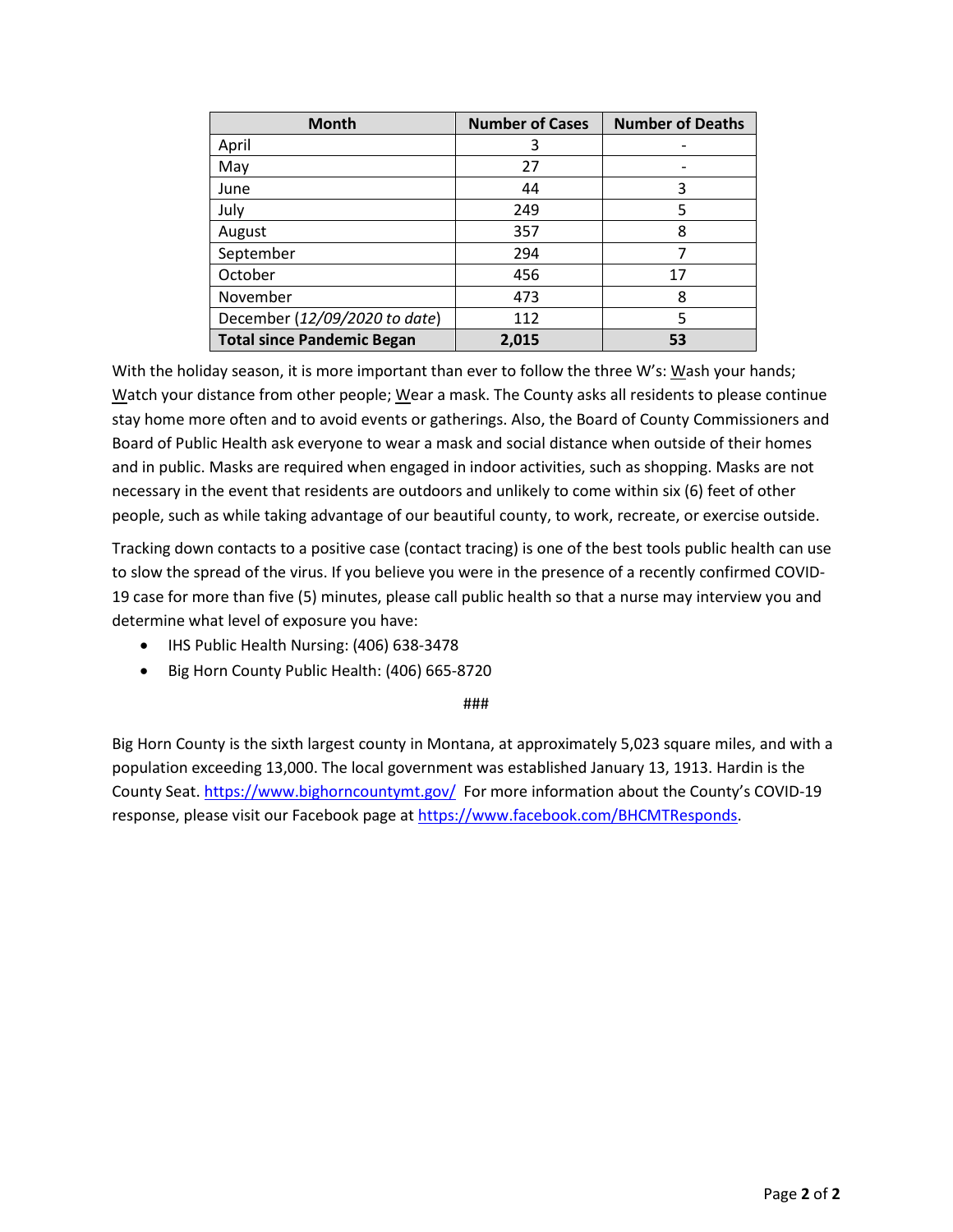| Month | Number of Cases | Number of Deaths |
|---|---|---|
| April | 3 | - |
| May | 27 | - |
| June | 44 | 3 |
| July | 249 | 5 |
| August | 357 | 8 |
| September | 294 | 7 |
| October | 456 | 17 |
| November | 473 | 8 |
| December (*12/09/2020 to date*) | 112 | 5 |
| **Total since Pandemic Began** | **2,015** | **53** |

With the holiday season, it is more important than ever to follow the three W's: Wash your hands; Watch your distance from other people; Wear a mask. The County asks all residents to please continue stay home more often and to avoid events or gatherings. Also, the Board of County Commissioners and Board of Public Health ask everyone to wear a mask and social distance when outside of their homes and in public. Masks are required when engaged in indoor activities, such as shopping. Masks are not necessary in the event that residents are outdoors and unlikely to come within six (6) feet of other people, such as while taking advantage of our beautiful county, to work, recreate, or exercise outside.

Tracking down contacts to a positive case (contact tracing) is one of the best tools public health can use to slow the spread of the virus. If you believe you were in the presence of a recently confirmed COVID-19 case for more than five (5) minutes, please call public health so that a nurse may interview you and determine what level of exposure you have:

- IHS Public Health Nursing: (406) 638-3478
- Big Horn County Public Health: (406) 665-8720

###

Big Horn County is the sixth largest county in Montana, at approximately 5,023 square miles, and with a population exceeding 13,000. The local government was established January 13, 1913. Hardin is the County Seat. https://www.bighorncountymt.gov/ For more information about the County's COVID-19 response, please visit our Facebook page at https://www.facebook.com/BHCMTResponds.